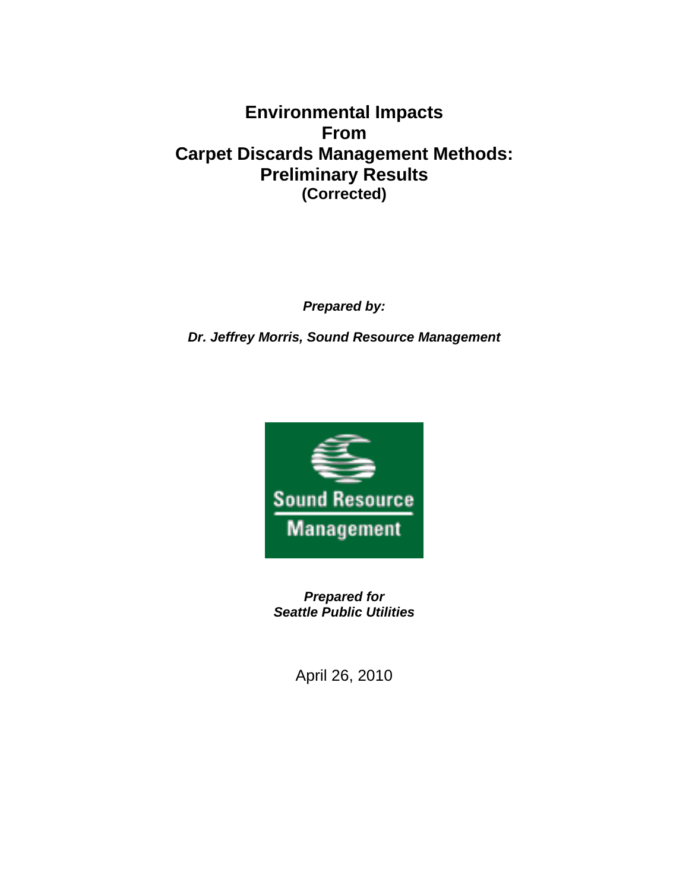# Environmental Impacts From Carpet Discards Management Methods: Preliminary Results

**(Corrected)**

***Prepared by:***

***Dr. Jeffrey Morris, Sound Resource Management***

Sound Resource Management

***Prepared for***
***Seattle Public Utilities***

April 26, 2010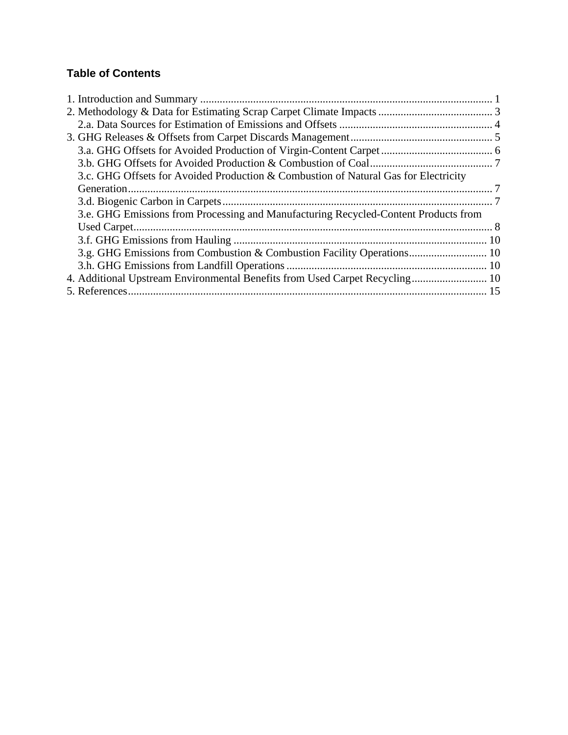## Table of Contents

1. Introduction and Summary ........................................................................................................ 1
2. Methodology & Data for Estimating Scrap Carpet Climate Impacts ......................................... 3
    2.a. Data Sources for Estimation of Emissions and Offsets ....................................................... 4
3. GHG Releases & Offsets from Carpet Discards Management................................................... 5
    3.a. GHG Offsets for Avoided Production of Virgin-Content Carpet ........................................ 6
    3.b. GHG Offsets for Avoided Production & Combustion of Coal............................................ 7
    3.c. GHG Offsets for Avoided Production & Combustion of Natural Gas for Electricity Generation................................................................................................................................. 7
    3.d. Biogenic Carbon in Carpets................................................................................................ 7
    3.e. GHG Emissions from Processing and Manufacturing Recycled-Content Products from Used Carpet................................................................................................................................ 8
    3.f. GHG Emissions from Hauling ........................................................................................... 10
    3.g. GHG Emissions from Combustion & Combustion Facility Operations............................ 10
    3.h. GHG Emissions from Landfill Operations ........................................................................ 10
4. Additional Upstream Environmental Benefits from Used Carpet Recycling........................... 10
5. References................................................................................................................................ 15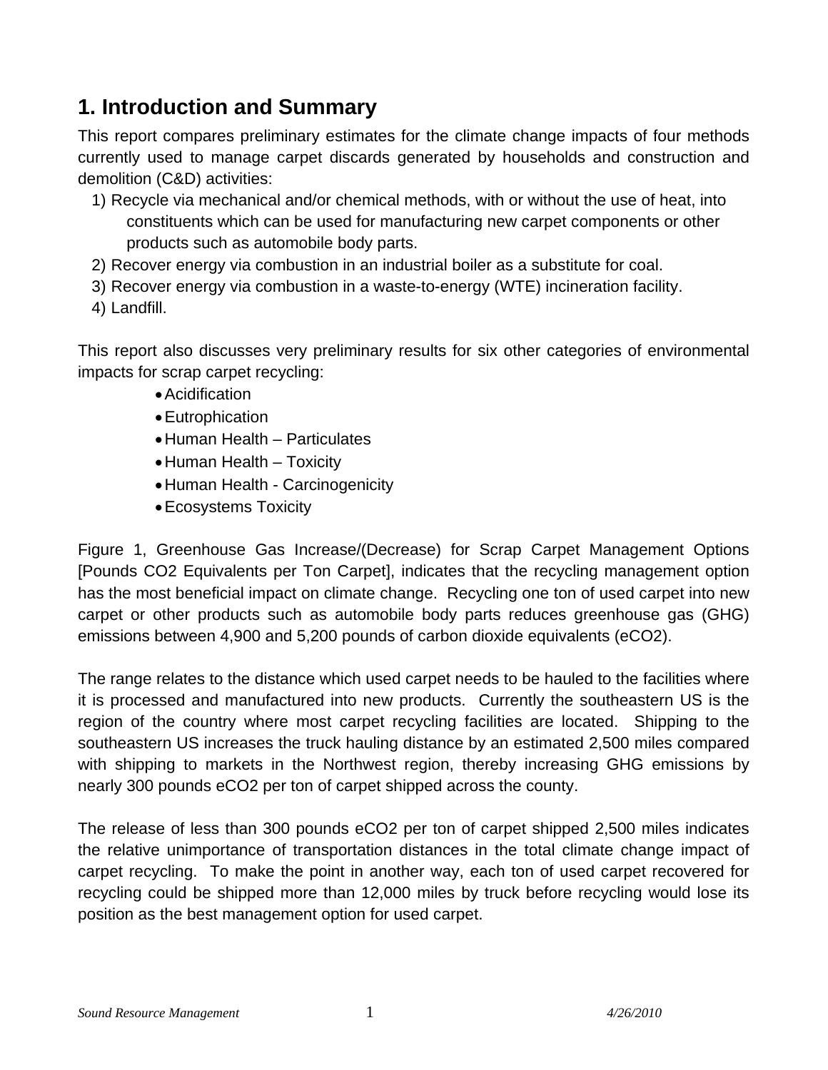## 1. Introduction and Summary

This report compares preliminary estimates for the climate change impacts of four methods currently used to manage carpet discards generated by households and construction and demolition (C&D) activities:

1) Recycle via mechanical and/or chemical methods, with or without the use of heat, into constituents which can be used for manufacturing new carpet components or other products such as automobile body parts.
2) Recover energy via combustion in an industrial boiler as a substitute for coal.
3) Recover energy via combustion in a waste-to-energy (WTE) incineration facility.
4) Landfill.

This report also discusses very preliminary results for six other categories of environmental impacts for scrap carpet recycling:

- Acidification
- Eutrophication
- Human Health – Particulates
- Human Health – Toxicity
- Human Health - Carcinogenicity
- Ecosystems Toxicity

Figure 1, Greenhouse Gas Increase/(Decrease) for Scrap Carpet Management Options [Pounds CO2 Equivalents per Ton Carpet], indicates that the recycling management option has the most beneficial impact on climate change. Recycling one ton of used carpet into new carpet or other products such as automobile body parts reduces greenhouse gas (GHG) emissions between 4,900 and 5,200 pounds of carbon dioxide equivalents (eCO2).

The range relates to the distance which used carpet needs to be hauled to the facilities where it is processed and manufactured into new products. Currently the southeastern US is the region of the country where most carpet recycling facilities are located. Shipping to the southeastern US increases the truck hauling distance by an estimated 2,500 miles compared with shipping to markets in the Northwest region, thereby increasing GHG emissions by nearly 300 pounds eCO2 per ton of carpet shipped across the county.

The release of less than 300 pounds eCO2 per ton of carpet shipped 2,500 miles indicates the relative unimportance of transportation distances in the total climate change impact of carpet recycling. To make the point in another way, each ton of used carpet recovered for recycling could be shipped more than 12,000 miles by truck before recycling would lose its position as the best management option for used carpet.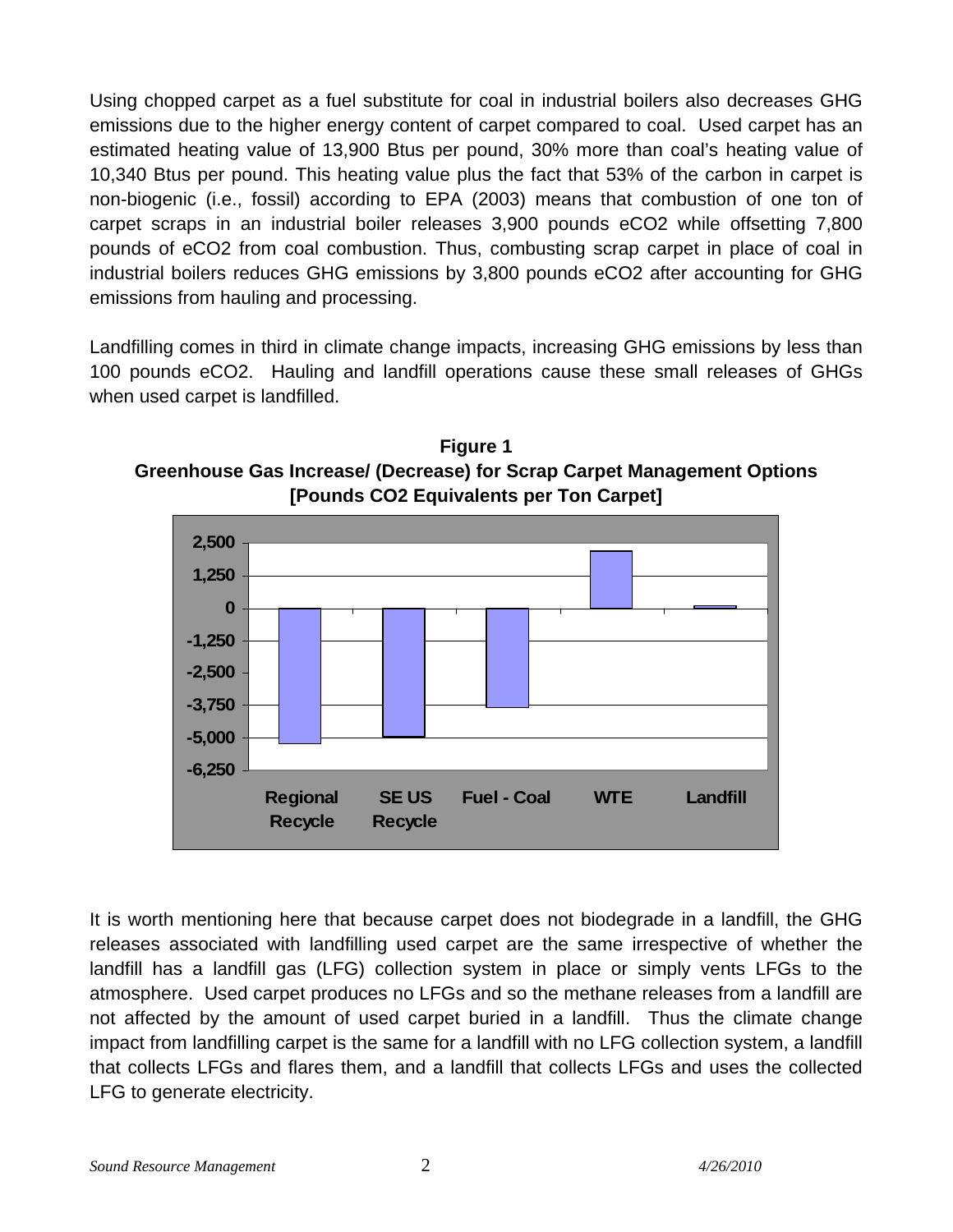Using chopped carpet as a fuel substitute for coal in industrial boilers also decreases GHG emissions due to the higher energy content of carpet compared to coal. Used carpet has an estimated heating value of 13,900 Btus per pound, 30% more than coal's heating value of 10,340 Btus per pound. This heating value plus the fact that 53% of the carbon in carpet is non-biogenic (i.e., fossil) according to EPA (2003) means that combustion of one ton of carpet scraps in an industrial boiler releases 3,900 pounds eCO2 while offsetting 7,800 pounds of eCO2 from coal combustion. Thus, combusting scrap carpet in place of coal in industrial boilers reduces GHG emissions by 3,800 pounds eCO2 after accounting for GHG emissions from hauling and processing.

Landfilling comes in third in climate change impacts, increasing GHG emissions by less than 100 pounds eCO2. Hauling and landfill operations cause these small releases of GHGs when used carpet is landfilled.

**Figure 1**
**Greenhouse Gas Increase/ (Decrease) for Scrap Carpet Management Options**
**[Pounds CO2 Equivalents per Ton Carpet]**

2,500
1,250
0
-1,250
-2,500
-3,750
-5,000
-6,250

Regional Recycle
SE US Recycle
Fuel - Coal
WTE
Landfill

It is worth mentioning here that because carpet does not biodegrade in a landfill, the GHG releases associated with landfilling used carpet are the same irrespective of whether the landfill has a landfill gas (LFG) collection system in place or simply vents LFGs to the atmosphere. Used carpet produces no LFGs and so the methane releases from a landfill are not affected by the amount of used carpet buried in a landfill. Thus the climate change impact from landfilling carpet is the same for a landfill with no LFG collection system, a landfill that collects LFGs and flares them, and a landfill that collects LFGs and uses the collected LFG to generate electricity.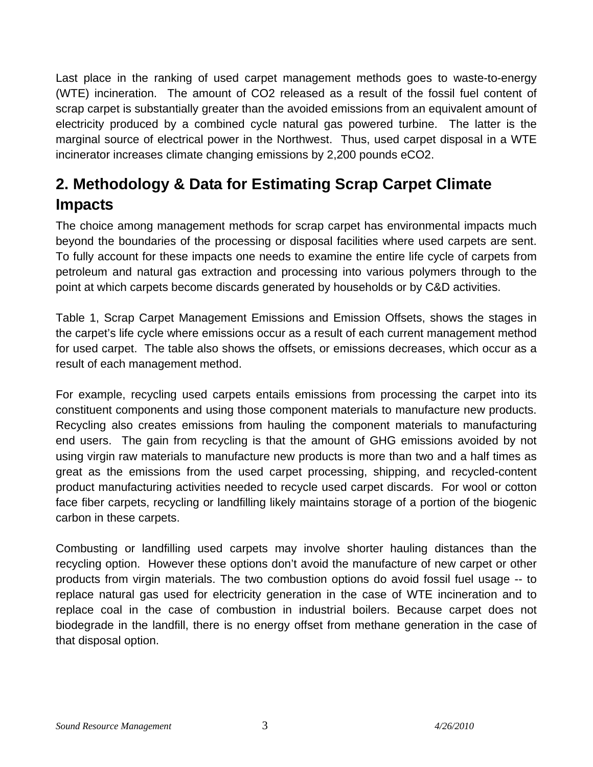Last place in the ranking of used carpet management methods goes to waste-to-energy (WTE) incineration. The amount of $CO_2$ released as a result of the fossil fuel content of scrap carpet is substantially greater than the avoided emissions from an equivalent amount of electricity produced by a combined cycle natural gas powered turbine. The latter is the marginal source of electrical power in the Northwest. Thus, used carpet disposal in a WTE incinerator increases climate changing emissions by 2,200 pounds $eCO_2$.

## 2. Methodology & Data for Estimating Scrap Carpet Climate Impacts

The choice among management methods for scrap carpet has environmental impacts much beyond the boundaries of the processing or disposal facilities where used carpets are sent. To fully account for these impacts one needs to examine the entire life cycle of carpets from petroleum and natural gas extraction and processing into various polymers through to the point at which carpets become discards generated by households or by C&D activities.

Table 1, Scrap Carpet Management Emissions and Emission Offsets, shows the stages in the carpet's life cycle where emissions occur as a result of each current management method for used carpet. The table also shows the offsets, or emissions decreases, which occur as a result of each management method.

For example, recycling used carpets entails emissions from processing the carpet into its constituent components and using those component materials to manufacture new products. Recycling also creates emissions from hauling the component materials to manufacturing end users. The gain from recycling is that the amount of GHG emissions avoided by not using virgin raw materials to manufacture new products is more than two and a half times as great as the emissions from the used carpet processing, shipping, and recycled-content product manufacturing activities needed to recycle used carpet discards. For wool or cotton face fiber carpets, recycling or landfilling likely maintains storage of a portion of the biogenic carbon in these carpets.

Combusting or landfilling used carpets may involve shorter hauling distances than the recycling option. However these options don't avoid the manufacture of new carpet or other products from virgin materials. The two combustion options do avoid fossil fuel usage -- to replace natural gas used for electricity generation in the case of WTE incineration and to replace coal in the case of combustion in industrial boilers. Because carpet does not biodegrade in the landfill, there is no energy offset from methane generation in the case of that disposal option.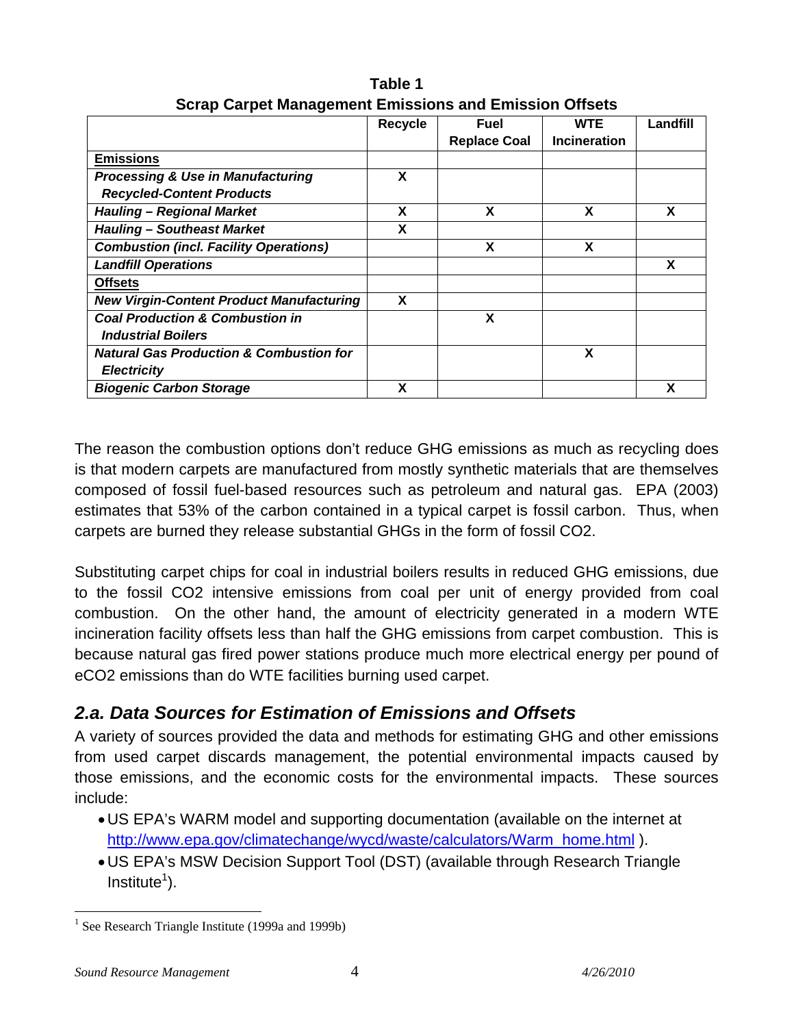**Table 1**
**Scrap Carpet Management Emissions and Emission Offsets**

| | Recycle | Fuel Replace Coal | WTE Incineration | Landfill |
|---|---|---|---|---|
| **Emissions** | | | | |
| ***Processing & Use in Manufacturing Recycled-Content Products*** | X | | | |
| ***Hauling – Regional Market*** | X | X | X | X |
| ***Hauling – Southeast Market*** | X | | | |
| ***Combustion (incl. Facility Operations)*** | | X | X | |
| ***Landfill Operations*** | | | | X |
| **Offsets** | | | | |
| ***New Virgin-Content Product Manufacturing*** | X | | | |
| ***Coal Production & Combustion in Industrial Boilers*** | | X | | |
| ***Natural Gas Production & Combustion for Electricity*** | | | X | |
| ***Biogenic Carbon Storage*** | X | | | X |

The reason the combustion options don't reduce GHG emissions as much as recycling does is that modern carpets are manufactured from mostly synthetic materials that are themselves composed of fossil fuel-based resources such as petroleum and natural gas. EPA (2003) estimates that 53% of the carbon contained in a typical carpet is fossil carbon. Thus, when carpets are burned they release substantial GHGs in the form of fossil CO2.

Substituting carpet chips for coal in industrial boilers results in reduced GHG emissions, due to the fossil CO2 intensive emissions from coal per unit of energy provided from coal combustion. On the other hand, the amount of electricity generated in a modern WTE incineration facility offsets less than half the GHG emissions from carpet combustion. This is because natural gas fired power stations produce much more electrical energy per pound of eCO2 emissions than do WTE facilities burning used carpet.

## *2.a. Data Sources for Estimation of Emissions and Offsets*

A variety of sources provided the data and methods for estimating GHG and other emissions from used carpet discards management, the potential environmental impacts caused by those emissions, and the economic costs for the environmental impacts. These sources include:

- US EPA's WARM model and supporting documentation (available on the internet at http://www.epa.gov/climatechange/wycd/waste/calculators/Warm_home.html ).
- US EPA's MSW Decision Support Tool (DST) (available through Research Triangle Institute[1]).

[1] See Research Triangle Institute (1999a and 1999b)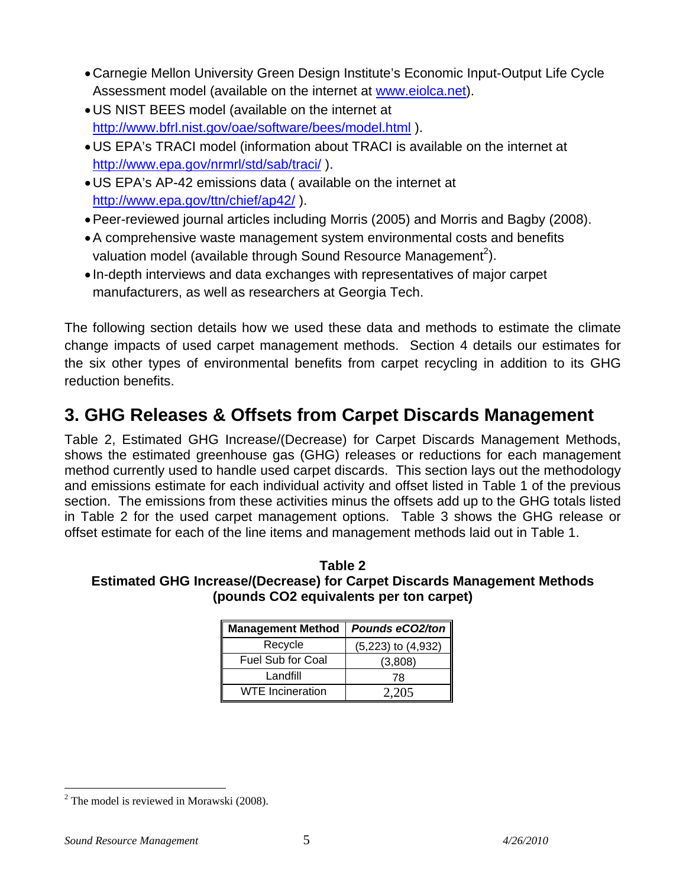- Carnegie Mellon University Green Design Institute's Economic Input-Output Life Cycle Assessment model (available on the internet at www.eiolca.net).
- US NIST BEES model (available on the internet at http://www.bfrl.nist.gov/oae/software/bees/model.html ).
- US EPA's TRACI model (information about TRACI is available on the internet at http://www.epa.gov/nrmrl/std/sab/traci/ ).
- US EPA's AP-42 emissions data ( available on the internet at http://www.epa.gov/ttn/chief/ap42/ ).
- Peer-reviewed journal articles including Morris (2005) and Morris and Bagby (2008).
- A comprehensive waste management system environmental costs and benefits valuation model (available through Sound Resource Management[2]).
- In-depth interviews and data exchanges with representatives of major carpet manufacturers, as well as researchers at Georgia Tech.

The following section details how we used these data and methods to estimate the climate change impacts of used carpet management methods. Section 4 details our estimates for the six other types of environmental benefits from carpet recycling in addition to its GHG reduction benefits.

# 3. GHG Releases & Offsets from Carpet Discards Management

Table 2, Estimated GHG Increase/(Decrease) for Carpet Discards Management Methods, shows the estimated greenhouse gas (GHG) releases or reductions for each management method currently used to handle used carpet discards. This section lays out the methodology and emissions estimate for each individual activity and offset listed in Table 1 of the previous section. The emissions from these activities minus the offsets add up to the GHG totals listed in Table 2 for the used carpet management options. Table 3 shows the GHG release or offset estimate for each of the line items and management methods laid out in Table 1.

**Table 2**
**Estimated GHG Increase/(Decrease) for Carpet Discards Management Methods (pounds CO2 equivalents per ton carpet)**

| Management Method | *Pounds eCO2/ton* |
|---|---|
| Recycle | (5,223) to (4,932) |
| Fuel Sub for Coal | (3,808) |
| Landfill | 78 |
| WTE Incineration | 2,205 |

[2] The model is reviewed in Morawski (2008).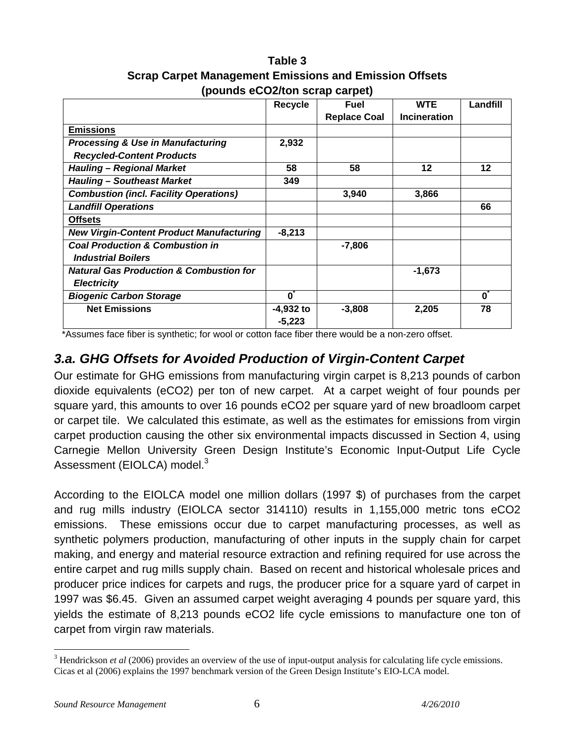**Table 3**
**Scrap Carpet Management Emissions and Emission Offsets**
**(pounds eCO2/ton scrap carpet)**

| | Recycle | Fuel Replace Coal | WTE Incineration | Landfill |
|---|---|---|---|---|
| **Emissions** | | | | |
| ***Processing & Use in Manufacturing Recycled-Content Products*** | **2,932** | | | |
| ***Hauling – Regional Market*** | **58** | **58** | **12** | **12** |
| ***Hauling – Southeast Market*** | **349** | | | |
| ***Combustion (incl. Facility Operations)*** | | **3,940** | **3,866** | |
| ***Landfill Operations*** | | | | **66** |
| **Offsets** | | | | |
| ***New Virgin-Content Product Manufacturing*** | **-8,213** | | | |
| ***Coal Production & Combustion in Industrial Boilers*** | | **-7,806** | | |
| ***Natural Gas Production & Combustion for Electricity*** | | | **-1,673** | |
| ***Biogenic Carbon Storage*** | **0*** | | | **0*** |
| **Net Emissions** | **-4,932 to -5,223** | **-3,808** | **2,205** | **78** |

*Assumes face fiber is synthetic; for wool or cotton face fiber there would be a non-zero offset.

## *3.a. GHG Offsets for Avoided Production of Virgin-Content Carpet*

Our estimate for GHG emissions from manufacturing virgin carpet is 8,213 pounds of carbon dioxide equivalents (eCO2) per ton of new carpet. At a carpet weight of four pounds per square yard, this amounts to over 16 pounds eCO2 per square yard of new broadloom carpet or carpet tile. We calculated this estimate, as well as the estimates for emissions from virgin carpet production causing the other six environmental impacts discussed in Section 4, using Carnegie Mellon University Green Design Institute's Economic Input-Output Life Cycle Assessment (EIOLCA) model.[3]

According to the EIOLCA model one million dollars (1997 $) of purchases from the carpet and rug mills industry (EIOLCA sector 314110) results in 1,155,000 metric tons eCO2 emissions. These emissions occur due to carpet manufacturing processes, as well as synthetic polymers production, manufacturing of other inputs in the supply chain for carpet making, and energy and material resource extraction and refining required for use across the entire carpet and rug mills supply chain. Based on recent and historical wholesale prices and producer price indices for carpets and rugs, the producer price for a square yard of carpet in 1997 was $6.45. Given an assumed carpet weight averaging 4 pounds per square yard, this yields the estimate of 8,213 pounds eCO2 life cycle emissions to manufacture one ton of carpet from virgin raw materials.

[3] Hendrickson *et al* (2006) provides an overview of the use of input-output analysis for calculating life cycle emissions. Cicas et al (2006) explains the 1997 benchmark version of the Green Design Institute's EIO-LCA model.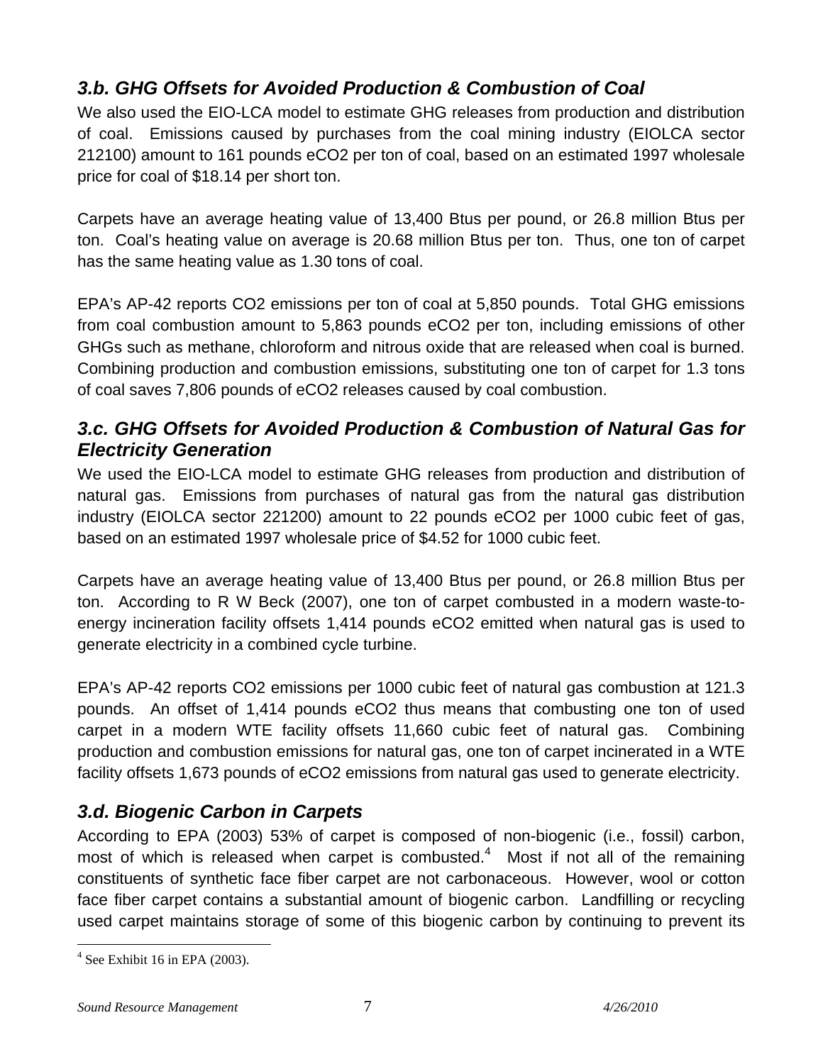### *3.b. GHG Offsets for Avoided Production & Combustion of Coal*

We also used the EIO-LCA model to estimate GHG releases from production and distribution of coal. Emissions caused by purchases from the coal mining industry (EIOLCA sector 212100) amount to 161 pounds eCO2 per ton of coal, based on an estimated 1997 wholesale price for coal of $18.14 per short ton.

Carpets have an average heating value of 13,400 Btus per pound, or 26.8 million Btus per ton. Coal's heating value on average is 20.68 million Btus per ton. Thus, one ton of carpet has the same heating value as 1.30 tons of coal.

EPA's AP-42 reports CO2 emissions per ton of coal at 5,850 pounds. Total GHG emissions from coal combustion amount to 5,863 pounds eCO2 per ton, including emissions of other GHGs such as methane, chloroform and nitrous oxide that are released when coal is burned. Combining production and combustion emissions, substituting one ton of carpet for 1.3 tons of coal saves 7,806 pounds of eCO2 releases caused by coal combustion.

### *3.c. GHG Offsets for Avoided Production & Combustion of Natural Gas for Electricity Generation*

We used the EIO-LCA model to estimate GHG releases from production and distribution of natural gas. Emissions from purchases of natural gas from the natural gas distribution industry (EIOLCA sector 221200) amount to 22 pounds eCO2 per 1000 cubic feet of gas, based on an estimated 1997 wholesale price of $4.52 for 1000 cubic feet.

Carpets have an average heating value of 13,400 Btus per pound, or 26.8 million Btus per ton. According to R W Beck (2007), one ton of carpet combusted in a modern waste-to-energy incineration facility offsets 1,414 pounds eCO2 emitted when natural gas is used to generate electricity in a combined cycle turbine.

EPA's AP-42 reports CO2 emissions per 1000 cubic feet of natural gas combustion at 121.3 pounds. An offset of 1,414 pounds eCO2 thus means that combusting one ton of used carpet in a modern WTE facility offsets 11,660 cubic feet of natural gas. Combining production and combustion emissions for natural gas, one ton of carpet incinerated in a WTE facility offsets 1,673 pounds of eCO2 emissions from natural gas used to generate electricity.

### *3.d. Biogenic Carbon in Carpets*

According to EPA (2003) 53% of carpet is composed of non-biogenic (i.e., fossil) carbon, most of which is released when carpet is combusted.[4] Most if not all of the remaining constituents of synthetic face fiber carpet are not carbonaceous. However, wool or cotton face fiber carpet contains a substantial amount of biogenic carbon. Landfilling or recycling used carpet maintains storage of some of this biogenic carbon by continuing to prevent its

[4] See Exhibit 16 in EPA (2003).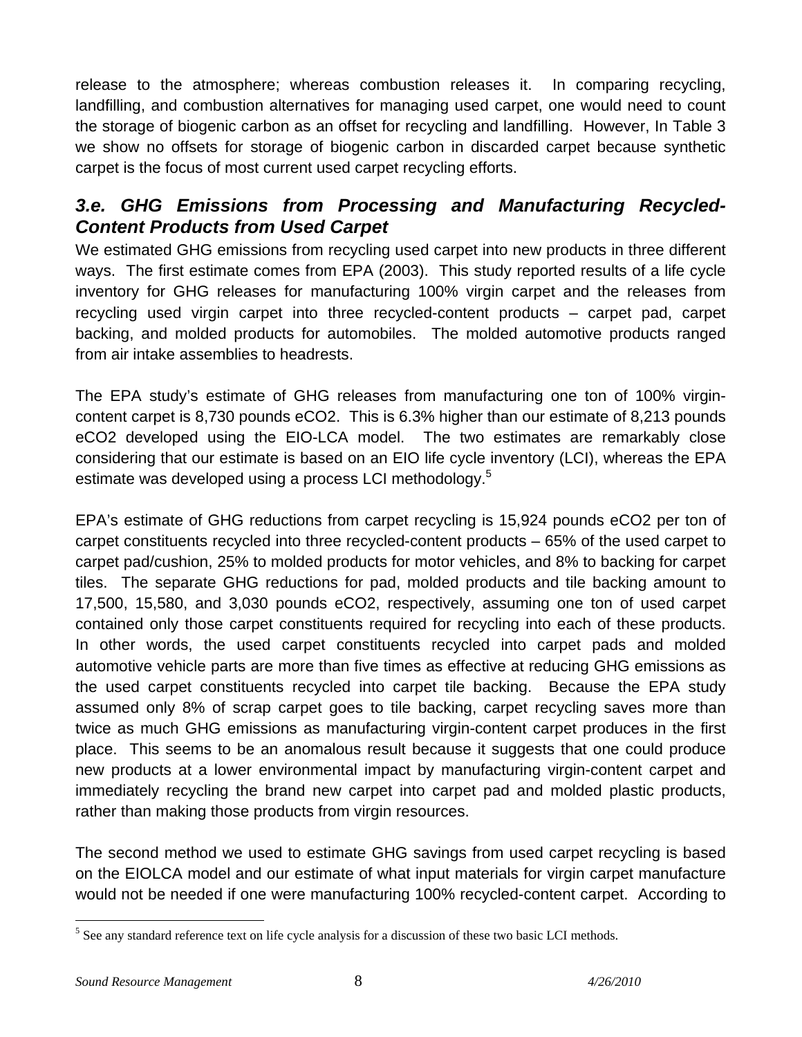release to the atmosphere; whereas combustion releases it. In comparing recycling, landfilling, and combustion alternatives for managing used carpet, one would need to count the storage of biogenic carbon as an offset for recycling and landfilling. However, In Table 3 we show no offsets for storage of biogenic carbon in discarded carpet because synthetic carpet is the focus of most current used carpet recycling efforts.

### *3.e. GHG Emissions from Processing and Manufacturing Recycled-Content Products from Used Carpet*

We estimated GHG emissions from recycling used carpet into new products in three different ways. The first estimate comes from EPA (2003). This study reported results of a life cycle inventory for GHG releases for manufacturing 100% virgin carpet and the releases from recycling used virgin carpet into three recycled-content products – carpet pad, carpet backing, and molded products for automobiles. The molded automotive products ranged from air intake assemblies to headrests.

The EPA study's estimate of GHG releases from manufacturing one ton of 100% virgin-content carpet is 8,730 pounds eCO2. This is 6.3% higher than our estimate of 8,213 pounds eCO2 developed using the EIO-LCA model. The two estimates are remarkably close considering that our estimate is based on an EIO life cycle inventory (LCI), whereas the EPA estimate was developed using a process LCI methodology.[5]

EPA's estimate of GHG reductions from carpet recycling is 15,924 pounds eCO2 per ton of carpet constituents recycled into three recycled-content products – 65% of the used carpet to carpet pad/cushion, 25% to molded products for motor vehicles, and 8% to backing for carpet tiles. The separate GHG reductions for pad, molded products and tile backing amount to 17,500, 15,580, and 3,030 pounds eCO2, respectively, assuming one ton of used carpet contained only those carpet constituents required for recycling into each of these products. In other words, the used carpet constituents recycled into carpet pads and molded automotive vehicle parts are more than five times as effective at reducing GHG emissions as the used carpet constituents recycled into carpet tile backing. Because the EPA study assumed only 8% of scrap carpet goes to tile backing, carpet recycling saves more than twice as much GHG emissions as manufacturing virgin-content carpet produces in the first place. This seems to be an anomalous result because it suggests that one could produce new products at a lower environmental impact by manufacturing virgin-content carpet and immediately recycling the brand new carpet into carpet pad and molded plastic products, rather than making those products from virgin resources.

The second method we used to estimate GHG savings from used carpet recycling is based on the EIOLCA model and our estimate of what input materials for virgin carpet manufacture would not be needed if one were manufacturing 100% recycled-content carpet. According to

[5] See any standard reference text on life cycle analysis for a discussion of these two basic LCI methods.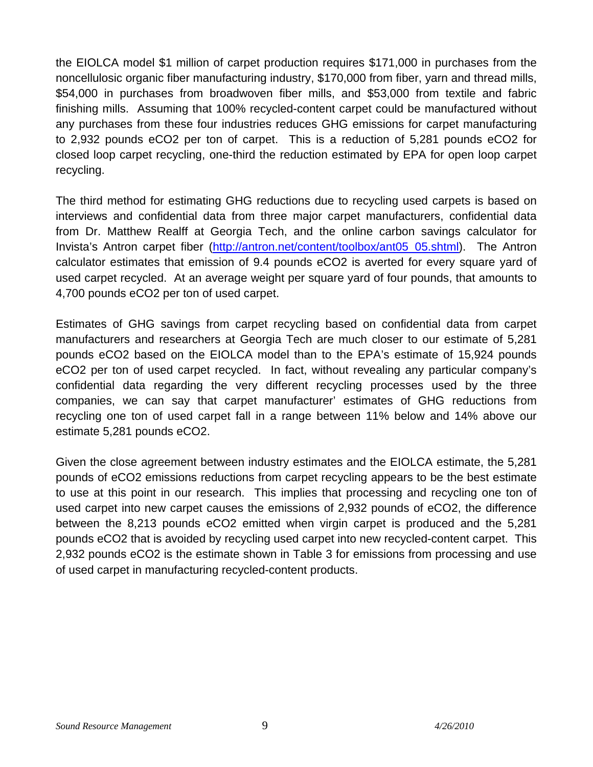the EIOLCA model $1 million of carpet production requires $171,000 in purchases from the noncellulosic organic fiber manufacturing industry, $170,000 from fiber, yarn and thread mills, $54,000 in purchases from broadwoven fiber mills, and $53,000 from textile and fabric finishing mills. Assuming that 100% recycled-content carpet could be manufactured without any purchases from these four industries reduces GHG emissions for carpet manufacturing to 2,932 pounds eCO2 per ton of carpet. This is a reduction of 5,281 pounds eCO2 for closed loop carpet recycling, one-third the reduction estimated by EPA for open loop carpet recycling.

The third method for estimating GHG reductions due to recycling used carpets is based on interviews and confidential data from three major carpet manufacturers, confidential data from Dr. Matthew Realff at Georgia Tech, and the online carbon savings calculator for Invista's Antron carpet fiber (http://antron.net/content/toolbox/ant05_05.shtml). The Antron calculator estimates that emission of 9.4 pounds eCO2 is averted for every square yard of used carpet recycled. At an average weight per square yard of four pounds, that amounts to 4,700 pounds eCO2 per ton of used carpet.

Estimates of GHG savings from carpet recycling based on confidential data from carpet manufacturers and researchers at Georgia Tech are much closer to our estimate of 5,281 pounds eCO2 based on the EIOLCA model than to the EPA's estimate of 15,924 pounds eCO2 per ton of used carpet recycled. In fact, without revealing any particular company's confidential data regarding the very different recycling processes used by the three companies, we can say that carpet manufacturer' estimates of GHG reductions from recycling one ton of used carpet fall in a range between 11% below and 14% above our estimate 5,281 pounds eCO2.

Given the close agreement between industry estimates and the EIOLCA estimate, the 5,281 pounds of eCO2 emissions reductions from carpet recycling appears to be the best estimate to use at this point in our research. This implies that processing and recycling one ton of used carpet into new carpet causes the emissions of 2,932 pounds of eCO2, the difference between the 8,213 pounds eCO2 emitted when virgin carpet is produced and the 5,281 pounds eCO2 that is avoided by recycling used carpet into new recycled-content carpet. This 2,932 pounds eCO2 is the estimate shown in Table 3 for emissions from processing and use of used carpet in manufacturing recycled-content products.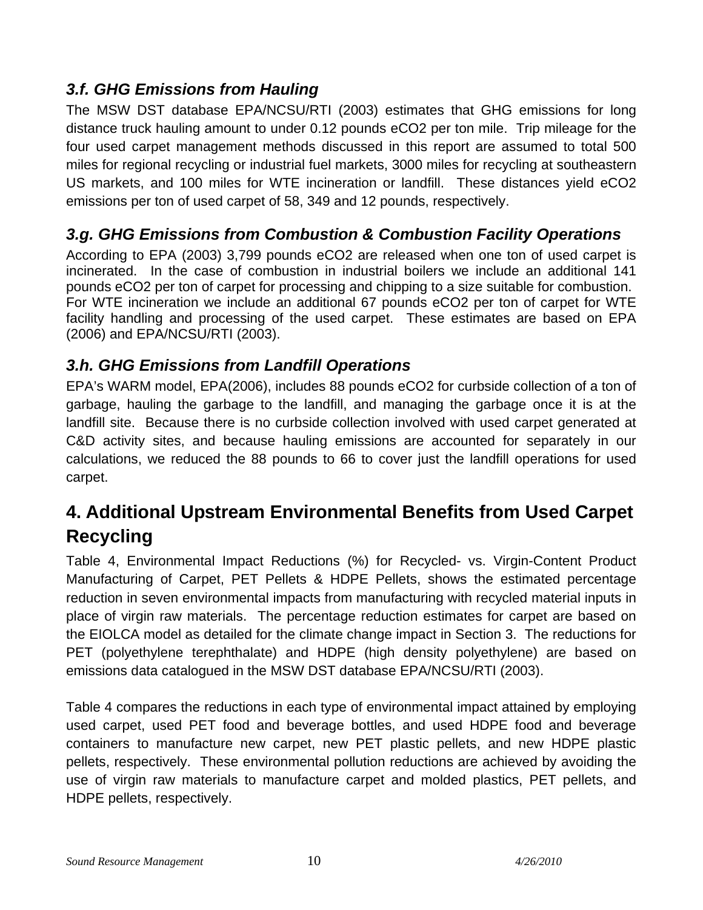### *3.f. GHG Emissions from Hauling*

The MSW DST database EPA/NCSU/RTI (2003) estimates that GHG emissions for long distance truck hauling amount to under 0.12 pounds eCO2 per ton mile. Trip mileage for the four used carpet management methods discussed in this report are assumed to total 500 miles for regional recycling or industrial fuel markets, 3000 miles for recycling at southeastern US markets, and 100 miles for WTE incineration or landfill. These distances yield eCO2 emissions per ton of used carpet of 58, 349 and 12 pounds, respectively.

### *3.g. GHG Emissions from Combustion & Combustion Facility Operations*

According to EPA (2003) 3,799 pounds eCO2 are released when one ton of used carpet is incinerated. In the case of combustion in industrial boilers we include an additional 141 pounds eCO2 per ton of carpet for processing and chipping to a size suitable for combustion. For WTE incineration we include an additional 67 pounds eCO2 per ton of carpet for WTE facility handling and processing of the used carpet. These estimates are based on EPA (2006) and EPA/NCSU/RTI (2003).

### *3.h. GHG Emissions from Landfill Operations*

EPA's WARM model, EPA(2006), includes 88 pounds eCO2 for curbside collection of a ton of garbage, hauling the garbage to the landfill, and managing the garbage once it is at the landfill site. Because there is no curbside collection involved with used carpet generated at C&D activity sites, and because hauling emissions are accounted for separately in our calculations, we reduced the 88 pounds to 66 to cover just the landfill operations for used carpet.

## 4. Additional Upstream Environmental Benefits from Used Carpet Recycling

Table 4, Environmental Impact Reductions (%) for Recycled- vs. Virgin-Content Product Manufacturing of Carpet, PET Pellets & HDPE Pellets, shows the estimated percentage reduction in seven environmental impacts from manufacturing with recycled material inputs in place of virgin raw materials. The percentage reduction estimates for carpet are based on the EIOLCA model as detailed for the climate change impact in Section 3. The reductions for PET (polyethylene terephthalate) and HDPE (high density polyethylene) are based on emissions data catalogued in the MSW DST database EPA/NCSU/RTI (2003).

Table 4 compares the reductions in each type of environmental impact attained by employing used carpet, used PET food and beverage bottles, and used HDPE food and beverage containers to manufacture new carpet, new PET plastic pellets, and new HDPE plastic pellets, respectively. These environmental pollution reductions are achieved by avoiding the use of virgin raw materials to manufacture carpet and molded plastics, PET pellets, and HDPE pellets, respectively.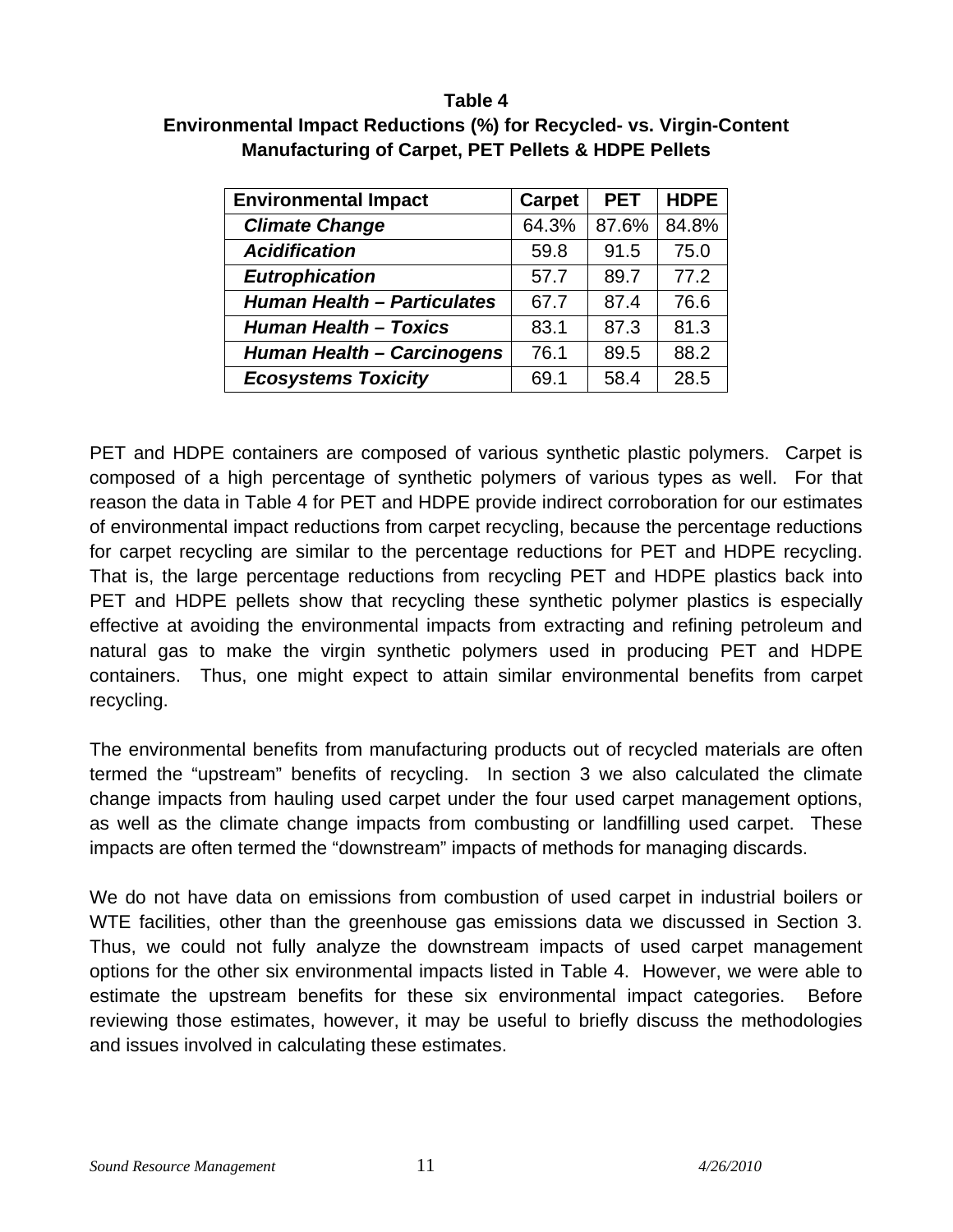**Table 4**
**Environmental Impact Reductions (%) for Recycled- vs. Virgin-Content Manufacturing of Carpet, PET Pellets & HDPE Pellets**

| Environmental Impact | Carpet | PET | HDPE |
|---|---|---|---|
| ***Climate Change*** | 64.3% | 87.6% | 84.8% |
| ***Acidification*** | 59.8 | 91.5 | 75.0 |
| ***Eutrophication*** | 57.7 | 89.7 | 77.2 |
| ***Human Health – Particulates*** | 67.7 | 87.4 | 76.6 |
| ***Human Health – Toxics*** | 83.1 | 87.3 | 81.3 |
| ***Human Health – Carcinogens*** | 76.1 | 89.5 | 88.2 |
| ***Ecosystems Toxicity*** | 69.1 | 58.4 | 28.5 |

PET and HDPE containers are composed of various synthetic plastic polymers. Carpet is composed of a high percentage of synthetic polymers of various types as well. For that reason the data in Table 4 for PET and HDPE provide indirect corroboration for our estimates of environmental impact reductions from carpet recycling, because the percentage reductions for carpet recycling are similar to the percentage reductions for PET and HDPE recycling. That is, the large percentage reductions from recycling PET and HDPE plastics back into PET and HDPE pellets show that recycling these synthetic polymer plastics is especially effective at avoiding the environmental impacts from extracting and refining petroleum and natural gas to make the virgin synthetic polymers used in producing PET and HDPE containers. Thus, one might expect to attain similar environmental benefits from carpet recycling.

The environmental benefits from manufacturing products out of recycled materials are often termed the "upstream" benefits of recycling. In section 3 we also calculated the climate change impacts from hauling used carpet under the four used carpet management options, as well as the climate change impacts from combusting or landfilling used carpet. These impacts are often termed the "downstream" impacts of methods for managing discards.

We do not have data on emissions from combustion of used carpet in industrial boilers or WTE facilities, other than the greenhouse gas emissions data we discussed in Section 3. Thus, we could not fully analyze the downstream impacts of used carpet management options for the other six environmental impacts listed in Table 4. However, we were able to estimate the upstream benefits for these six environmental impact categories. Before reviewing those estimates, however, it may be useful to briefly discuss the methodologies and issues involved in calculating these estimates.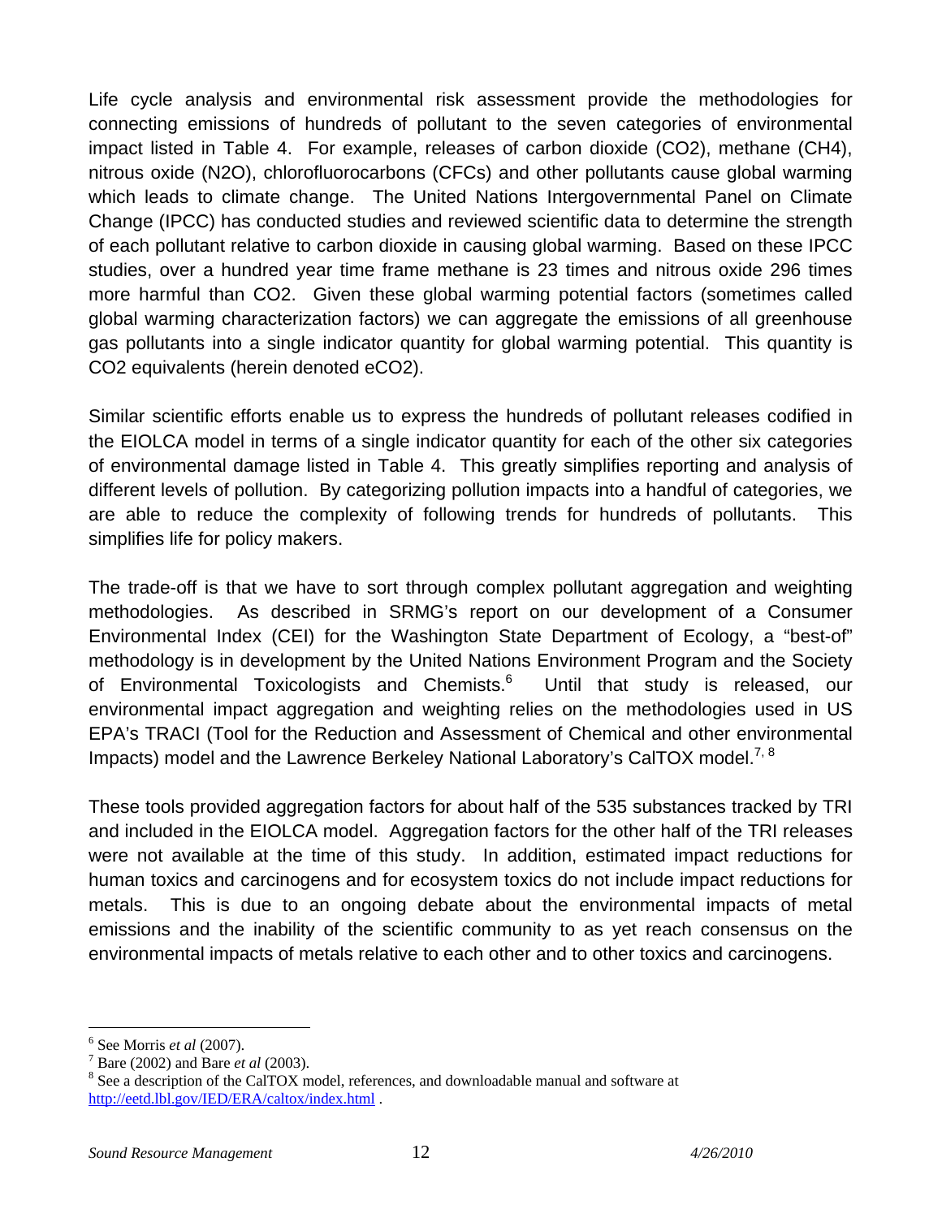Life cycle analysis and environmental risk assessment provide the methodologies for connecting emissions of hundreds of pollutant to the seven categories of environmental impact listed in Table 4. For example, releases of carbon dioxide ($CO_2$), methane ($CH_4$), nitrous oxide ($N_2O$), chlorofluorocarbons (CFCs) and other pollutants cause global warming which leads to climate change. The United Nations Intergovernmental Panel on Climate Change (IPCC) has conducted studies and reviewed scientific data to determine the strength of each pollutant relative to carbon dioxide in causing global warming. Based on these IPCC studies, over a hundred year time frame methane is 23 times and nitrous oxide 296 times more harmful than $CO_2$. Given these global warming potential factors (sometimes called global warming characterization factors) we can aggregate the emissions of all greenhouse gas pollutants into a single indicator quantity for global warming potential. This quantity is $CO_2$ equivalents (herein denoted $eCO_2$).

Similar scientific efforts enable us to express the hundreds of pollutant releases codified in the EIOLCA model in terms of a single indicator quantity for each of the other six categories of environmental damage listed in Table 4. This greatly simplifies reporting and analysis of different levels of pollution. By categorizing pollution impacts into a handful of categories, we are able to reduce the complexity of following trends for hundreds of pollutants. This simplifies life for policy makers.

The trade-off is that we have to sort through complex pollutant aggregation and weighting methodologies. As described in SRMG's report on our development of a Consumer Environmental Index (CEI) for the Washington State Department of Ecology, a "best-of" methodology is in development by the United Nations Environment Program and the Society of Environmental Toxicologists and Chemists.[6] Until that study is released, our environmental impact aggregation and weighting relies on the methodologies used in US EPA's TRACI (Tool for the Reduction and Assessment of Chemical and other environmental Impacts) model and the Lawrence Berkeley National Laboratory's CalTOX model.[7, 8]

These tools provided aggregation factors for about half of the 535 substances tracked by TRI and included in the EIOLCA model. Aggregation factors for the other half of the TRI releases were not available at the time of this study. In addition, estimated impact reductions for human toxics and carcinogens and for ecosystem toxics do not include impact reductions for metals. This is due to an ongoing debate about the environmental impacts of metal emissions and the inability of the scientific community to as yet reach consensus on the environmental impacts of metals relative to each other and to other toxics and carcinogens.

---

[6] See Morris *et al* (2007).

[7] Bare (2002) and Bare *et al* (2003).

[8] See a description of the CalTOX model, references, and downloadable manual and software at http://eetd.lbl.gov/IED/ERA/caltox/index.html .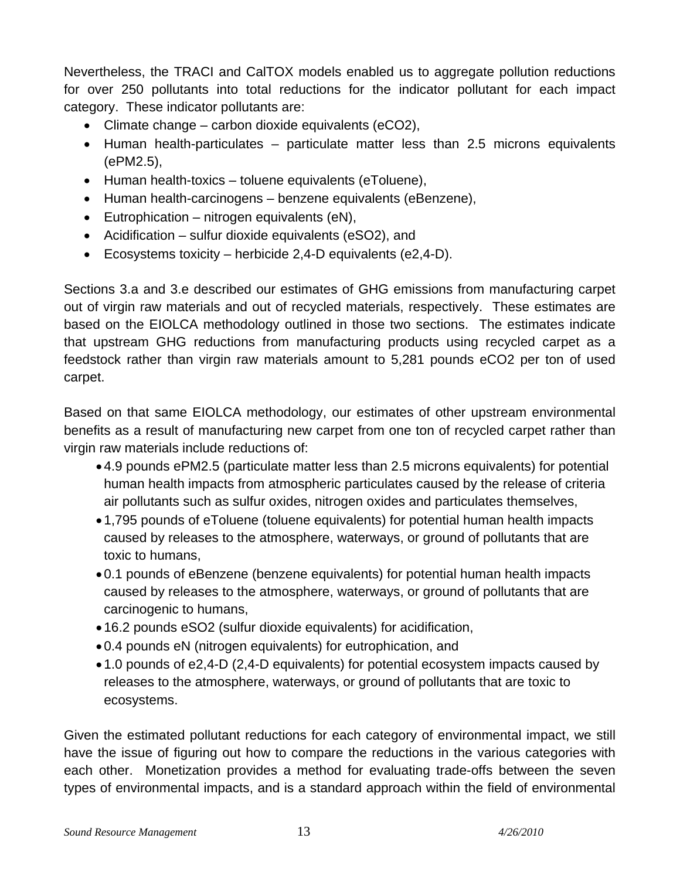Nevertheless, the TRACI and CalTOX models enabled us to aggregate pollution reductions for over 250 pollutants into total reductions for the indicator pollutant for each impact category. These indicator pollutants are:

- Climate change – carbon dioxide equivalents (eCO2),
- Human health-particulates – particulate matter less than 2.5 microns equivalents (ePM2.5),
- Human health-toxics – toluene equivalents (eToluene),
- Human health-carcinogens – benzene equivalents (eBenzene),
- Eutrophication – nitrogen equivalents (eN),
- Acidification – sulfur dioxide equivalents (eSO2), and
- Ecosystems toxicity – herbicide 2,4-D equivalents (e2,4-D).

Sections 3.a and 3.e described our estimates of GHG emissions from manufacturing carpet out of virgin raw materials and out of recycled materials, respectively. These estimates are based on the EIOLCA methodology outlined in those two sections. The estimates indicate that upstream GHG reductions from manufacturing products using recycled carpet as a feedstock rather than virgin raw materials amount to 5,281 pounds eCO2 per ton of used carpet.

Based on that same EIOLCA methodology, our estimates of other upstream environmental benefits as a result of manufacturing new carpet from one ton of recycled carpet rather than virgin raw materials include reductions of:

- 4.9 pounds ePM2.5 (particulate matter less than 2.5 microns equivalents) for potential human health impacts from atmospheric particulates caused by the release of criteria air pollutants such as sulfur oxides, nitrogen oxides and particulates themselves,
- 1,795 pounds of eToluene (toluene equivalents) for potential human health impacts caused by releases to the atmosphere, waterways, or ground of pollutants that are toxic to humans,
- 0.1 pounds of eBenzene (benzene equivalents) for potential human health impacts caused by releases to the atmosphere, waterways, or ground of pollutants that are carcinogenic to humans,
- 16.2 pounds eSO2 (sulfur dioxide equivalents) for acidification,
- 0.4 pounds eN (nitrogen equivalents) for eutrophication, and
- 1.0 pounds of e2,4-D (2,4-D equivalents) for potential ecosystem impacts caused by releases to the atmosphere, waterways, or ground of pollutants that are toxic to ecosystems.

Given the estimated pollutant reductions for each category of environmental impact, we still have the issue of figuring out how to compare the reductions in the various categories with each other. Monetization provides a method for evaluating trade-offs between the seven types of environmental impacts, and is a standard approach within the field of environmental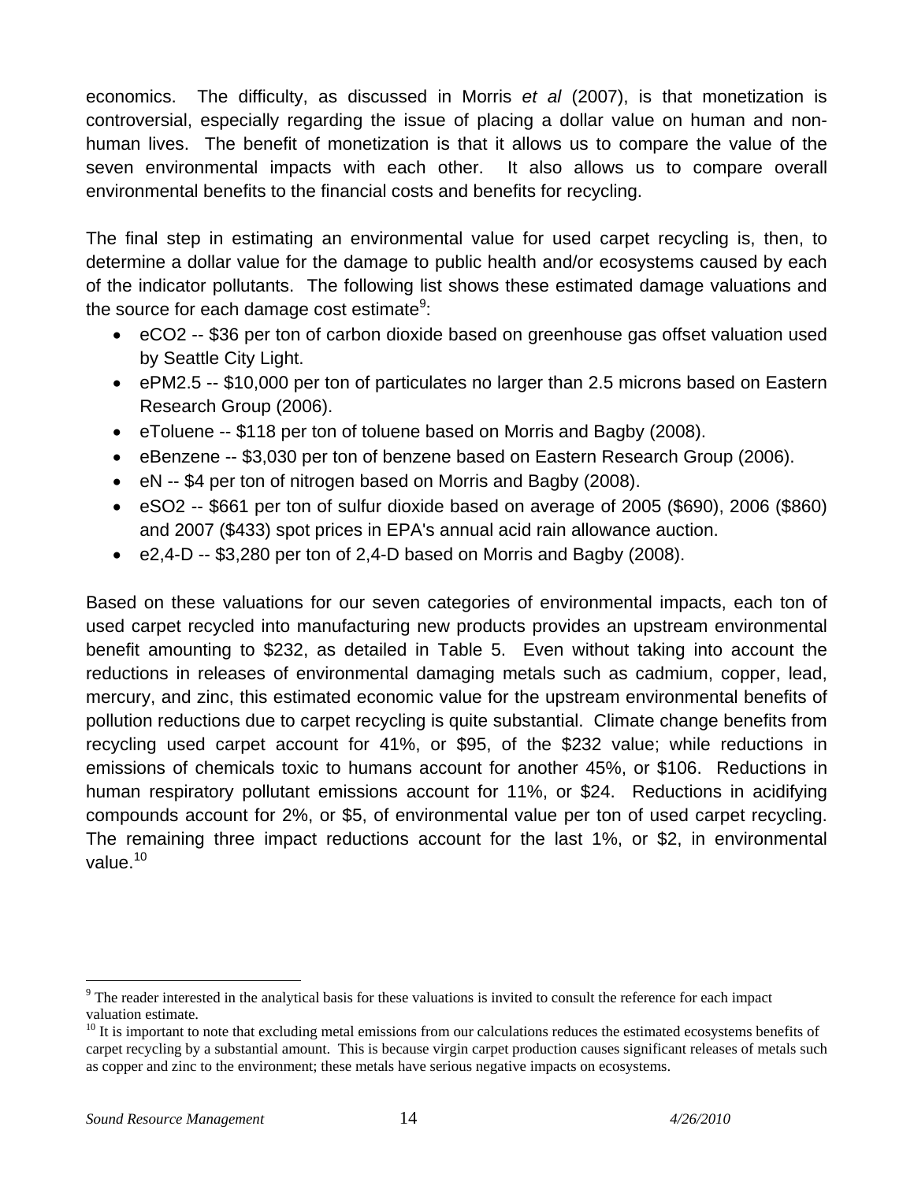economics. The difficulty, as discussed in Morris *et al* (2007), is that monetization is controversial, especially regarding the issue of placing a dollar value on human and non-human lives. The benefit of monetization is that it allows us to compare the value of the seven environmental impacts with each other. It also allows us to compare overall environmental benefits to the financial costs and benefits for recycling.

The final step in estimating an environmental value for used carpet recycling is, then, to determine a dollar value for the damage to public health and/or ecosystems caused by each of the indicator pollutants. The following list shows these estimated damage valuations and the source for each damage cost estimate[9]:

- eCO2 -- $36 per ton of carbon dioxide based on greenhouse gas offset valuation used by Seattle City Light.
- ePM2.5 -- $10,000 per ton of particulates no larger than 2.5 microns based on Eastern Research Group (2006).
- eToluene -- $118 per ton of toluene based on Morris and Bagby (2008).
- eBenzene -- $3,030 per ton of benzene based on Eastern Research Group (2006).
- eN -- $4 per ton of nitrogen based on Morris and Bagby (2008).
- eSO2 -- $661 per ton of sulfur dioxide based on average of 2005 ($690), 2006 ($860) and 2007 ($433) spot prices in EPA's annual acid rain allowance auction.
- e2,4-D -- $3,280 per ton of 2,4-D based on Morris and Bagby (2008).

Based on these valuations for our seven categories of environmental impacts, each ton of used carpet recycled into manufacturing new products provides an upstream environmental benefit amounting to $232, as detailed in Table 5. Even without taking into account the reductions in releases of environmental damaging metals such as cadmium, copper, lead, mercury, and zinc, this estimated economic value for the upstream environmental benefits of pollution reductions due to carpet recycling is quite substantial. Climate change benefits from recycling used carpet account for 41%, or $95, of the $232 value; while reductions in emissions of chemicals toxic to humans account for another 45%, or $106. Reductions in human respiratory pollutant emissions account for 11%, or $24. Reductions in acidifying compounds account for 2%, or $5, of environmental value per ton of used carpet recycling. The remaining three impact reductions account for the last 1%, or $2, in environmental value.[10]

[9] The reader interested in the analytical basis for these valuations is invited to consult the reference for each impact valuation estimate.

[10] It is important to note that excluding metal emissions from our calculations reduces the estimated ecosystems benefits of carpet recycling by a substantial amount. This is because virgin carpet production causes significant releases of metals such as copper and zinc to the environment; these metals have serious negative impacts on ecosystems.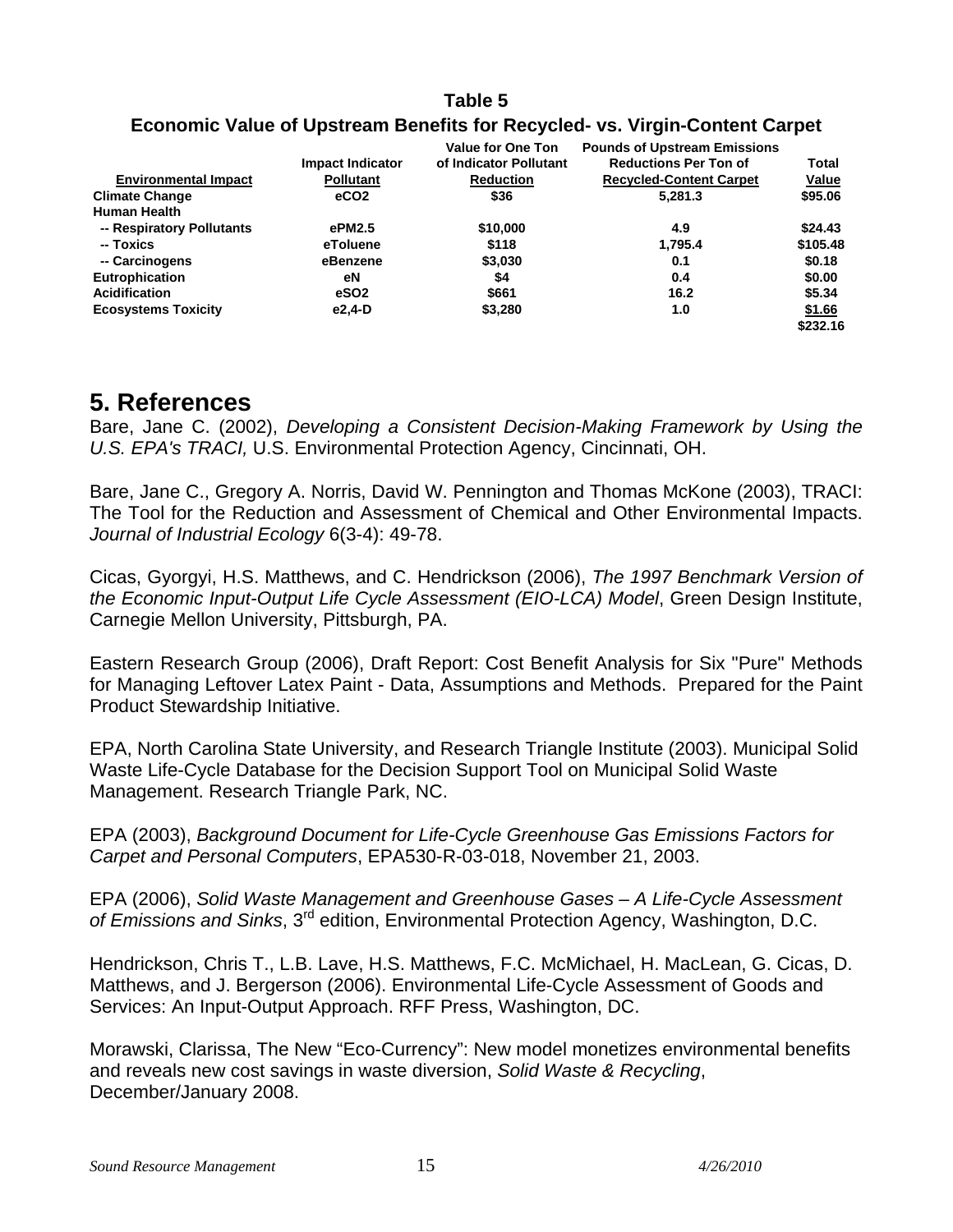**Table 5**
**Economic Value of Upstream Benefits for Recycled- vs. Virgin-Content Carpet**

| Environmental Impact | Impact Indicator Pollutant | Value for One Ton of Indicator Pollutant Reduction | Pounds of Upstream Emissions Reductions Per Ton of Recycled-Content Carpet | Total Value |
|---|---|---|---|---|
| Climate Change | $eCO_2$ | \$36 | 5,281.3 | \$95.06 |
| Human Health | | | | |
| -- Respiratory Pollutants | ePM2.5 | \$10,000 | 4.9 | \$24.43 |
| -- Toxics | eToluene | \$118 | 1,795.4 | \$105.48 |
| -- Carcinogens | eBenzene | \$3,030 | 0.1 | \$0.18 |
| Eutrophication | eN | \$4 | 0.4 | \$0.00 |
| Acidification | $eSO_2$ | \$661 | 16.2 | \$5.34 |
| Ecosystems Toxicity | e2,4-D | \$3,280 | 1.0 | \$1.66 |
| | | | | \$232.16 |

## 5. References

Bare, Jane C. (2002), *Developing a Consistent Decision-Making Framework by Using the U.S. EPA's TRACI,* U.S. Environmental Protection Agency, Cincinnati, OH.

Bare, Jane C., Gregory A. Norris, David W. Pennington and Thomas McKone (2003), TRACI: The Tool for the Reduction and Assessment of Chemical and Other Environmental Impacts. *Journal of Industrial Ecology* 6(3-4): 49-78.

Cicas, Gyorgyi, H.S. Matthews, and C. Hendrickson (2006), *The 1997 Benchmark Version of the Economic Input-Output Life Cycle Assessment (EIO-LCA) Model*, Green Design Institute, Carnegie Mellon University, Pittsburgh, PA.

Eastern Research Group (2006), Draft Report: Cost Benefit Analysis for Six "Pure" Methods for Managing Leftover Latex Paint - Data, Assumptions and Methods. Prepared for the Paint Product Stewardship Initiative.

EPA, North Carolina State University, and Research Triangle Institute (2003). Municipal Solid Waste Life-Cycle Database for the Decision Support Tool on Municipal Solid Waste Management. Research Triangle Park, NC.

EPA (2003), *Background Document for Life-Cycle Greenhouse Gas Emissions Factors for Carpet and Personal Computers*, EPA530-R-03-018, November 21, 2003.

EPA (2006), *Solid Waste Management and Greenhouse Gases – A Life-Cycle Assessment of Emissions and Sinks*, 3rd edition, Environmental Protection Agency, Washington, D.C.

Hendrickson, Chris T., L.B. Lave, H.S. Matthews, F.C. McMichael, H. MacLean, G. Cicas, D. Matthews, and J. Bergerson (2006). Environmental Life-Cycle Assessment of Goods and Services: An Input-Output Approach. RFF Press, Washington, DC.

Morawski, Clarissa, The New "Eco-Currency": New model monetizes environmental benefits and reveals new cost savings in waste diversion, *Solid Waste & Recycling*, December/January 2008.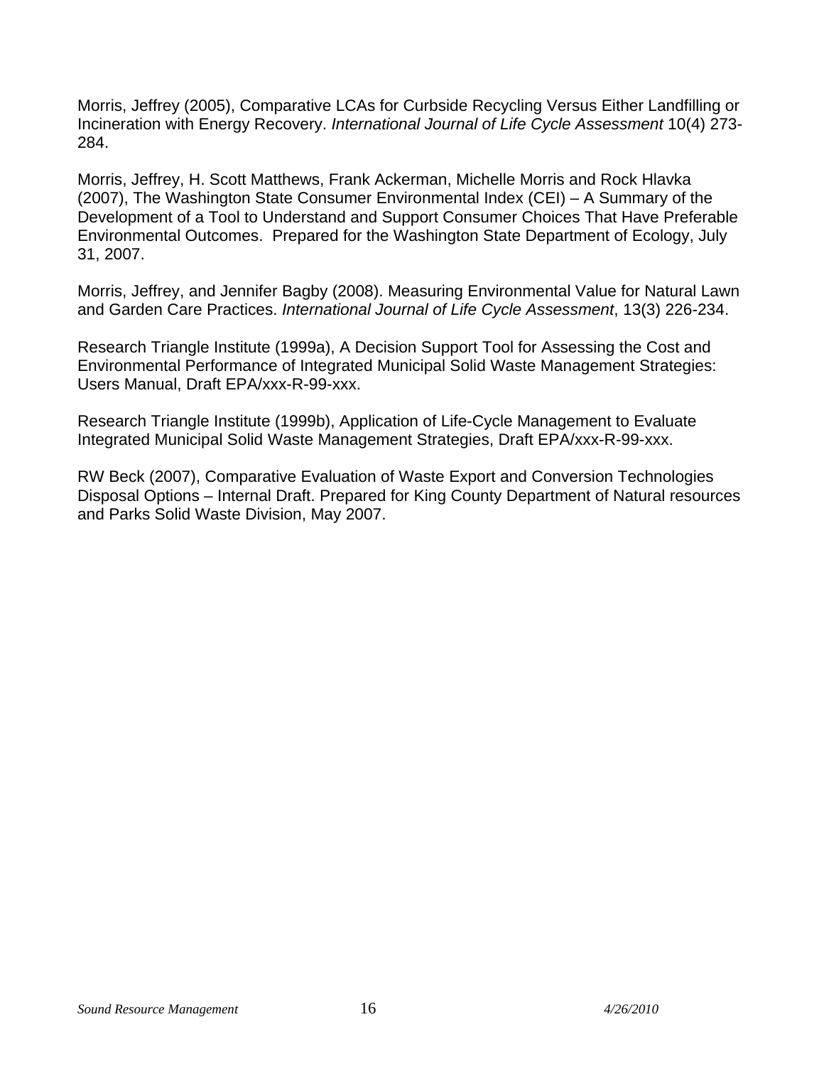Morris, Jeffrey (2005), Comparative LCAs for Curbside Recycling Versus Either Landfilling or Incineration with Energy Recovery. *International Journal of Life Cycle Assessment* 10(4) 273-284.

Morris, Jeffrey, H. Scott Matthews, Frank Ackerman, Michelle Morris and Rock Hlavka (2007), The Washington State Consumer Environmental Index (CEI) – A Summary of the Development of a Tool to Understand and Support Consumer Choices That Have Preferable Environmental Outcomes. Prepared for the Washington State Department of Ecology, July 31, 2007.

Morris, Jeffrey, and Jennifer Bagby (2008). Measuring Environmental Value for Natural Lawn and Garden Care Practices. *International Journal of Life Cycle Assessment*, 13(3) 226-234.

Research Triangle Institute (1999a), A Decision Support Tool for Assessing the Cost and Environmental Performance of Integrated Municipal Solid Waste Management Strategies: Users Manual, Draft EPA/xxx-R-99-xxx.

Research Triangle Institute (1999b), Application of Life-Cycle Management to Evaluate Integrated Municipal Solid Waste Management Strategies, Draft EPA/xxx-R-99-xxx.

RW Beck (2007), Comparative Evaluation of Waste Export and Conversion Technologies Disposal Options – Internal Draft. Prepared for King County Department of Natural resources and Parks Solid Waste Division, May 2007.